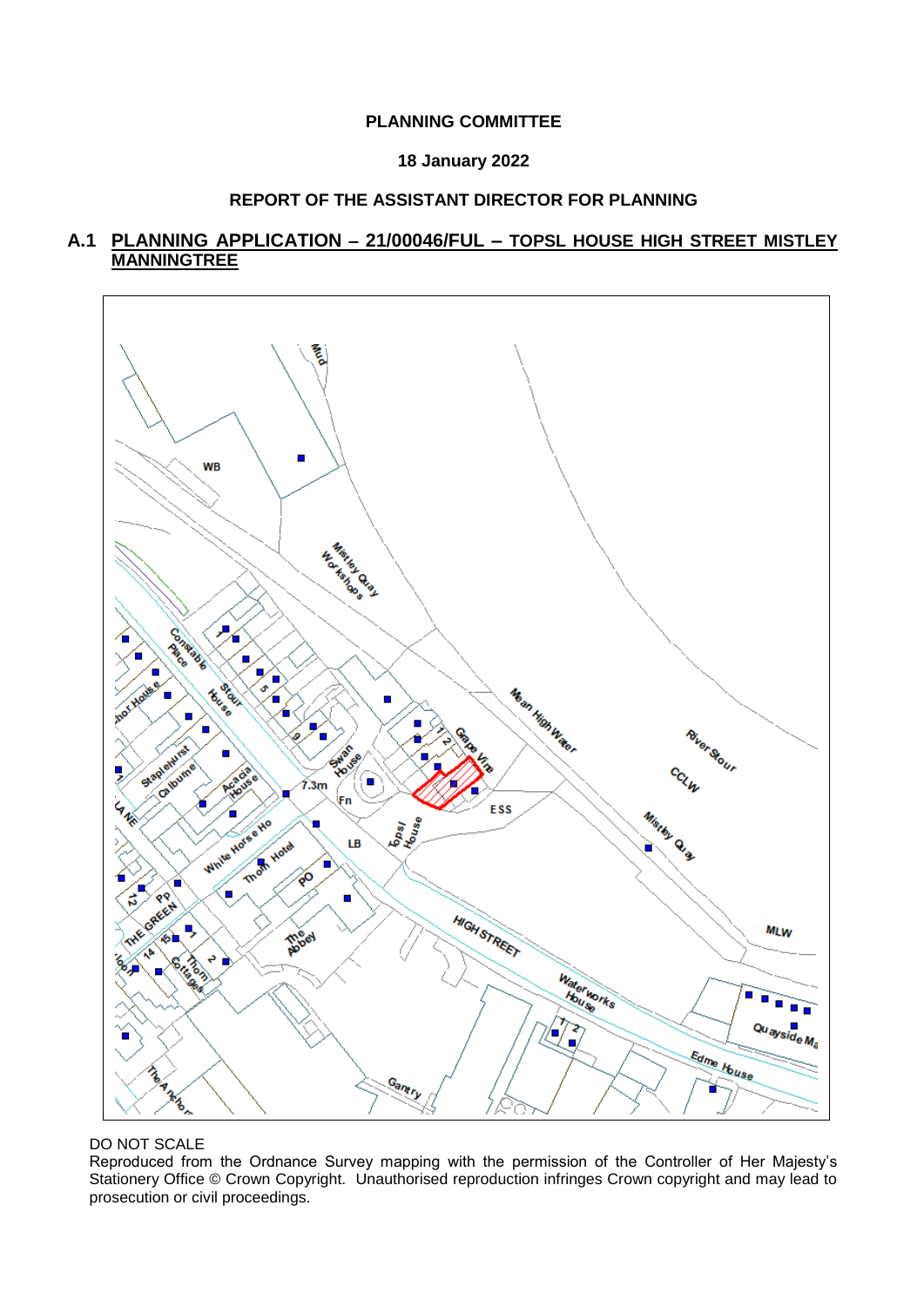**PLANNING COMMITTEE**

**18 January 2022**

**REPORT OF THE ASSISTANT DIRECTOR FOR PLANNING**

## A.1 PLANNING APPLICATION – 21/00046/FUL – TOPSL HOUSE HIGH STREET MISTLEY MANNINGTREE

DO NOT SCALE

Reproduced from the Ordnance Survey mapping with the permission of the Controller of Her Majesty's Stationery Office © Crown Copyright. Unauthorised reproduction infringes Crown copyright and may lead to prosecution or civil proceedings.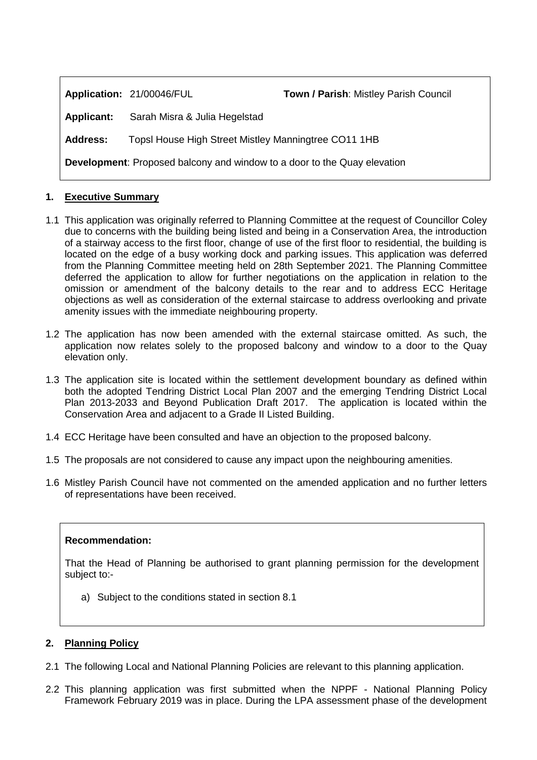| | |
|---|---|
| **Application:** 21/00046/FUL | **Town / Parish**: Mistley Parish Council |
| **Applicant:** Sarah Misra & Julia Hegelstad | |
| **Address:** Topsl House High Street Mistley Manningtree CO11 1HB | |
| **Development**: Proposed balcony and window to a door to the Quay elevation | |

## 1. Executive Summary

1.1 This application was originally referred to Planning Committee at the request of Councillor Coley due to concerns with the building being listed and being in a Conservation Area, the introduction of a stairway access to the first floor, change of use of the first floor to residential, the building is located on the edge of a busy working dock and parking issues. This application was deferred from the Planning Committee meeting held on 28th September 2021. The Planning Committee deferred the application to allow for further negotiations on the application in relation to the omission or amendment of the balcony details to the rear and to address ECC Heritage objections as well as consideration of the external staircase to address overlooking and private amenity issues with the immediate neighbouring property.

1.2 The application has now been amended with the external staircase omitted. As such, the application now relates solely to the proposed balcony and window to a door to the Quay elevation only.

1.3 The application site is located within the settlement development boundary as defined within both the adopted Tendring District Local Plan 2007 and the emerging Tendring District Local Plan 2013-2033 and Beyond Publication Draft 2017. The application is located within the Conservation Area and adjacent to a Grade II Listed Building.

1.4 ECC Heritage have been consulted and have an objection to the proposed balcony.

1.5 The proposals are not considered to cause any impact upon the neighbouring amenities.

1.6 Mistley Parish Council have not commented on the amended application and no further letters of representations have been received.

**Recommendation:**

That the Head of Planning be authorised to grant planning permission for the development subject to:-

a) Subject to the conditions stated in section 8.1

## 2. Planning Policy

2.1 The following Local and National Planning Policies are relevant to this planning application.

2.2 This planning application was first submitted when the NPPF - National Planning Policy Framework February 2019 was in place. During the LPA assessment phase of the development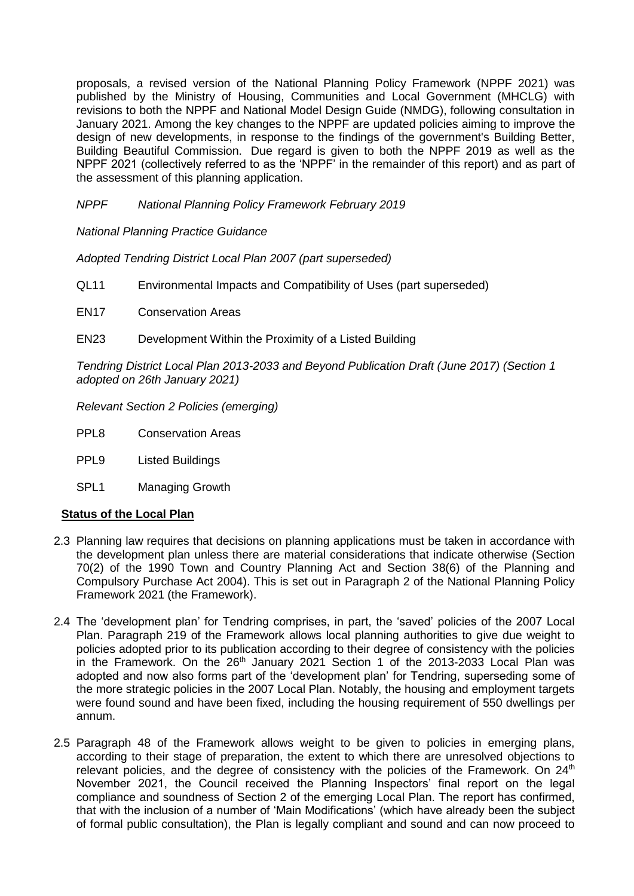proposals, a revised version of the National Planning Policy Framework (NPPF 2021) was published by the Ministry of Housing, Communities and Local Government (MHCLG) with revisions to both the NPPF and National Model Design Guide (NMDG), following consultation in January 2021. Among the key changes to the NPPF are updated policies aiming to improve the design of new developments, in response to the findings of the government's Building Better, Building Beautiful Commission. Due regard is given to both the NPPF 2019 as well as the NPPF 2021 (collectively referred to as the 'NPPF' in the remainder of this report) and as part of the assessment of this planning application.

*NPPF National Planning Policy Framework February 2019*

*National Planning Practice Guidance*

*Adopted Tendring District Local Plan 2007 (part superseded)*

QL11 Environmental Impacts and Compatibility of Uses (part superseded)

EN17 Conservation Areas

EN23 Development Within the Proximity of a Listed Building

*Tendring District Local Plan 2013-2033 and Beyond Publication Draft (June 2017) (Section 1 adopted on 26th January 2021)*

*Relevant Section 2 Policies (emerging)*

PPL8 Conservation Areas

PPL9 Listed Buildings

SPL1 Managing Growth

**Status of the Local Plan**

2.3 Planning law requires that decisions on planning applications must be taken in accordance with the development plan unless there are material considerations that indicate otherwise (Section 70(2) of the 1990 Town and Country Planning Act and Section 38(6) of the Planning and Compulsory Purchase Act 2004). This is set out in Paragraph 2 of the National Planning Policy Framework 2021 (the Framework).

2.4 The 'development plan' for Tendring comprises, in part, the 'saved' policies of the 2007 Local Plan. Paragraph 219 of the Framework allows local planning authorities to give due weight to policies adopted prior to its publication according to their degree of consistency with the policies in the Framework. On the 26th January 2021 Section 1 of the 2013-2033 Local Plan was adopted and now also forms part of the 'development plan' for Tendring, superseding some of the more strategic policies in the 2007 Local Plan. Notably, the housing and employment targets were found sound and have been fixed, including the housing requirement of 550 dwellings per annum.

2.5 Paragraph 48 of the Framework allows weight to be given to policies in emerging plans, according to their stage of preparation, the extent to which there are unresolved objections to relevant policies, and the degree of consistency with the policies of the Framework. On 24th November 2021, the Council received the Planning Inspectors' final report on the legal compliance and soundness of Section 2 of the emerging Local Plan. The report has confirmed, that with the inclusion of a number of 'Main Modifications' (which have already been the subject of formal public consultation), the Plan is legally compliant and sound and can now proceed to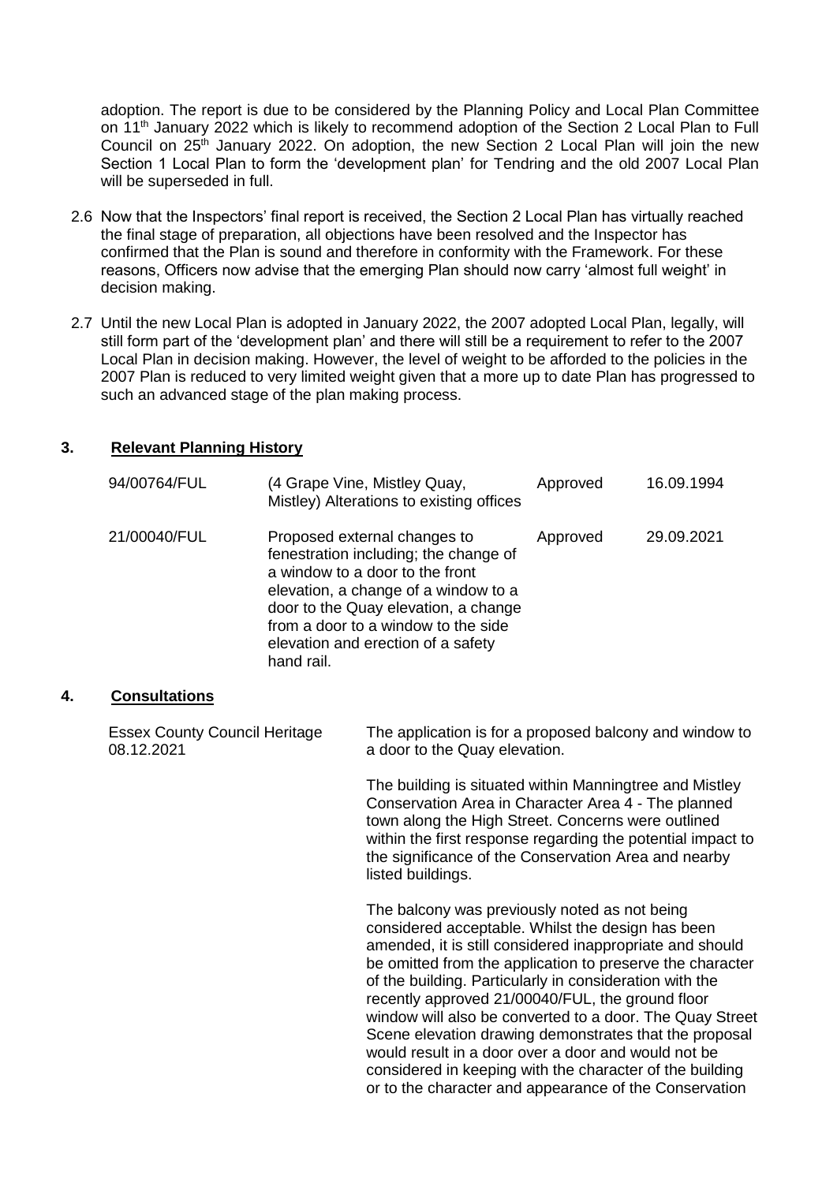adoption. The report is due to be considered by the Planning Policy and Local Plan Committee on 11th January 2022 which is likely to recommend adoption of the Section 2 Local Plan to Full Council on 25th January 2022. On adoption, the new Section 2 Local Plan will join the new Section 1 Local Plan to form the 'development plan' for Tendring and the old 2007 Local Plan will be superseded in full.

2.6 Now that the Inspectors' final report is received, the Section 2 Local Plan has virtually reached the final stage of preparation, all objections have been resolved and the Inspector has confirmed that the Plan is sound and therefore in conformity with the Framework. For these reasons, Officers now advise that the emerging Plan should now carry 'almost full weight' in decision making.

2.7 Until the new Local Plan is adopted in January 2022, the 2007 adopted Local Plan, legally, will still form part of the 'development plan' and there will still be a requirement to refer to the 2007 Local Plan in decision making. However, the level of weight to be afforded to the policies in the 2007 Plan is reduced to very limited weight given that a more up to date Plan has progressed to such an advanced stage of the plan making process.

## 3. Relevant Planning History

| | | | |
|---|---|---|---|
| 94/00764/FUL | (4 Grape Vine, Mistley Quay, Mistley) Alterations to existing offices | Approved | 16.09.1994 |
| 21/00040/FUL | Proposed external changes to fenestration including; the change of a window to a door to the front elevation, a change of a window to a door to the Quay elevation, a change from a door to a window to the side elevation and erection of a safety hand rail. | Approved | 29.09.2021 |

## 4. Consultations

| | |
|---|---|
| Essex County Council Heritage 08.12.2021 | The application is for a proposed balcony and window to a door to the Quay elevation.<br><br>The building is situated within Manningtree and Mistley Conservation Area in Character Area 4 - The planned town along the High Street. Concerns were outlined within the first response regarding the potential impact to the significance of the Conservation Area and nearby listed buildings.<br><br>The balcony was previously noted as not being considered acceptable. Whilst the design has been amended, it is still considered inappropriate and should be omitted from the application to preserve the character of the building. Particularly in consideration with the recently approved 21/00040/FUL, the ground floor window will also be converted to a door. The Quay Street Scene elevation drawing demonstrates that the proposal would result in a door over a door and would not be considered in keeping with the character of the building or to the character and appearance of the Conservation |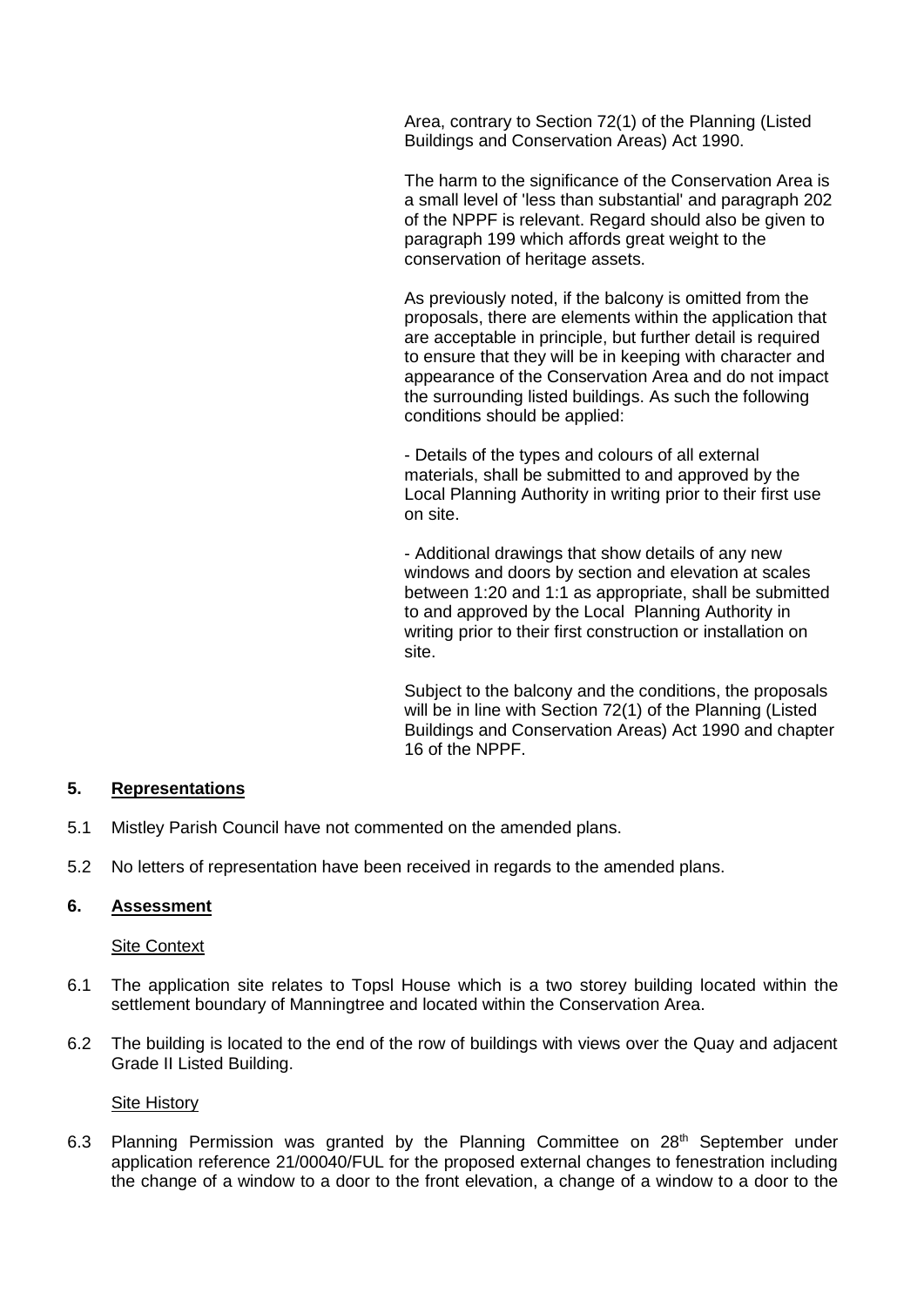Area, contrary to Section 72(1) of the Planning (Listed Buildings and Conservation Areas) Act 1990.

The harm to the significance of the Conservation Area is a small level of 'less than substantial' and paragraph 202 of the NPPF is relevant. Regard should also be given to paragraph 199 which affords great weight to the conservation of heritage assets.

As previously noted, if the balcony is omitted from the proposals, there are elements within the application that are acceptable in principle, but further detail is required to ensure that they will be in keeping with character and appearance of the Conservation Area and do not impact the surrounding listed buildings. As such the following conditions should be applied:

- Details of the types and colours of all external materials, shall be submitted to and approved by the Local Planning Authority in writing prior to their first use on site.

- Additional drawings that show details of any new windows and doors by section and elevation at scales between 1:20 and 1:1 as appropriate, shall be submitted to and approved by the Local Planning Authority in writing prior to their first construction or installation on site.

Subject to the balcony and the conditions, the proposals will be in line with Section 72(1) of the Planning (Listed Buildings and Conservation Areas) Act 1990 and chapter 16 of the NPPF.

## 5. Representations

5.1 Mistley Parish Council have not commented on the amended plans.

5.2 No letters of representation have been received in regards to the amended plans.

## 6. Assessment

Site Context

6.1 The application site relates to Topsl House which is a two storey building located within the settlement boundary of Manningtree and located within the Conservation Area.

6.2 The building is located to the end of the row of buildings with views over the Quay and adjacent Grade II Listed Building.

Site History

6.3 Planning Permission was granted by the Planning Committee on 28th September under application reference 21/00040/FUL for the proposed external changes to fenestration including the change of a window to a door to the front elevation, a change of a window to a door to the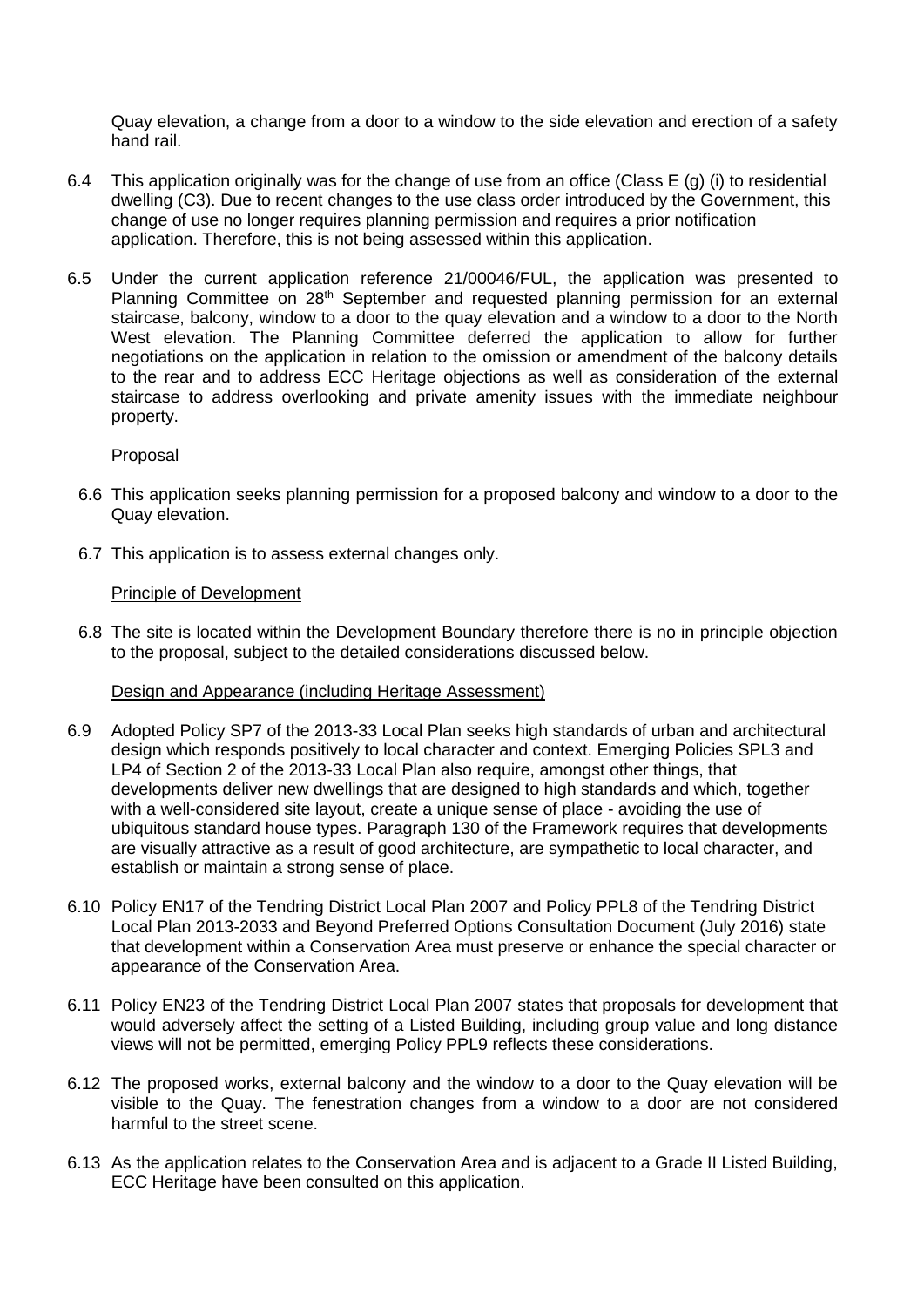Quay elevation, a change from a door to a window to the side elevation and erection of a safety hand rail.

6.4 This application originally was for the change of use from an office (Class E (g) (i) to residential dwelling (C3). Due to recent changes to the use class order introduced by the Government, this change of use no longer requires planning permission and requires a prior notification application. Therefore, this is not being assessed within this application.

6.5 Under the current application reference 21/00046/FUL, the application was presented to Planning Committee on 28th September and requested planning permission for an external staircase, balcony, window to a door to the quay elevation and a window to a door to the North West elevation. The Planning Committee deferred the application to allow for further negotiations on the application in relation to the omission or amendment of the balcony details to the rear and to address ECC Heritage objections as well as consideration of the external staircase to address overlooking and private amenity issues with the immediate neighbour property.

Proposal

6.6 This application seeks planning permission for a proposed balcony and window to a door to the Quay elevation.

6.7 This application is to assess external changes only.

Principle of Development

6.8 The site is located within the Development Boundary therefore there is no in principle objection to the proposal, subject to the detailed considerations discussed below.

Design and Appearance (including Heritage Assessment)

6.9 Adopted Policy SP7 of the 2013-33 Local Plan seeks high standards of urban and architectural design which responds positively to local character and context. Emerging Policies SPL3 and LP4 of Section 2 of the 2013-33 Local Plan also require, amongst other things, that developments deliver new dwellings that are designed to high standards and which, together with a well-considered site layout, create a unique sense of place - avoiding the use of ubiquitous standard house types. Paragraph 130 of the Framework requires that developments are visually attractive as a result of good architecture, are sympathetic to local character, and establish or maintain a strong sense of place.

6.10 Policy EN17 of the Tendring District Local Plan 2007 and Policy PPL8 of the Tendring District Local Plan 2013-2033 and Beyond Preferred Options Consultation Document (July 2016) state that development within a Conservation Area must preserve or enhance the special character or appearance of the Conservation Area.

6.11 Policy EN23 of the Tendring District Local Plan 2007 states that proposals for development that would adversely affect the setting of a Listed Building, including group value and long distance views will not be permitted, emerging Policy PPL9 reflects these considerations.

6.12 The proposed works, external balcony and the window to a door to the Quay elevation will be visible to the Quay. The fenestration changes from a window to a door are not considered harmful to the street scene.

6.13 As the application relates to the Conservation Area and is adjacent to a Grade II Listed Building, ECC Heritage have been consulted on this application.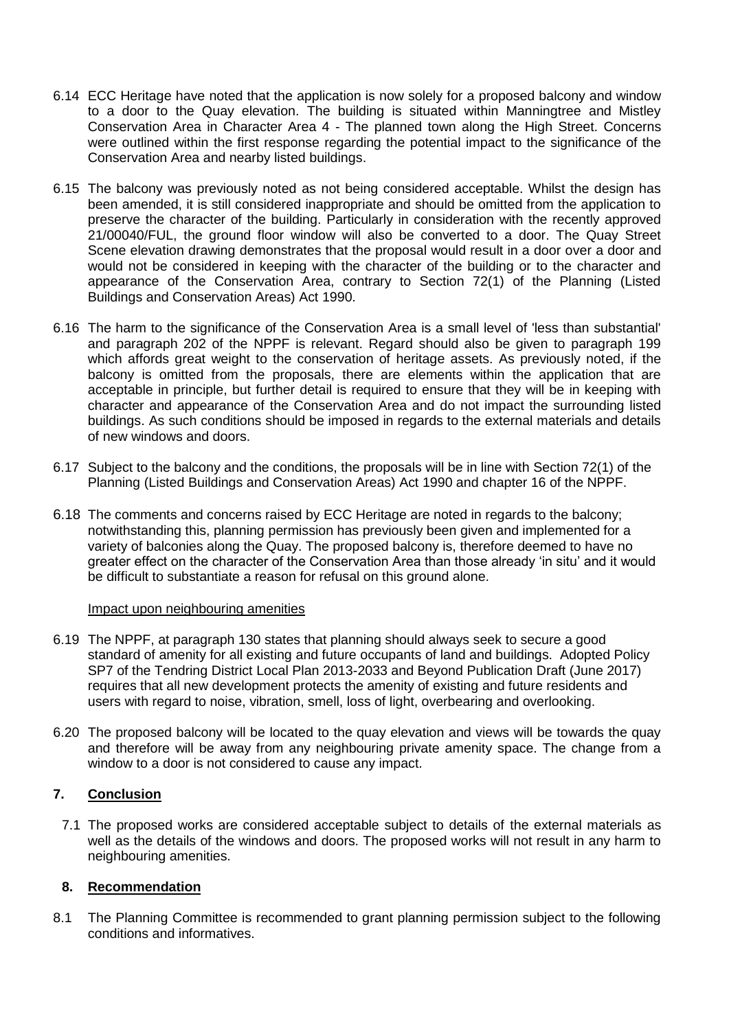6.14 ECC Heritage have noted that the application is now solely for a proposed balcony and window to a door to the Quay elevation. The building is situated within Manningtree and Mistley Conservation Area in Character Area 4 - The planned town along the High Street. Concerns were outlined within the first response regarding the potential impact to the significance of the Conservation Area and nearby listed buildings.

6.15 The balcony was previously noted as not being considered acceptable. Whilst the design has been amended, it is still considered inappropriate and should be omitted from the application to preserve the character of the building. Particularly in consideration with the recently approved 21/00040/FUL, the ground floor window will also be converted to a door. The Quay Street Scene elevation drawing demonstrates that the proposal would result in a door over a door and would not be considered in keeping with the character of the building or to the character and appearance of the Conservation Area, contrary to Section 72(1) of the Planning (Listed Buildings and Conservation Areas) Act 1990.

6.16 The harm to the significance of the Conservation Area is a small level of 'less than substantial' and paragraph 202 of the NPPF is relevant. Regard should also be given to paragraph 199 which affords great weight to the conservation of heritage assets. As previously noted, if the balcony is omitted from the proposals, there are elements within the application that are acceptable in principle, but further detail is required to ensure that they will be in keeping with character and appearance of the Conservation Area and do not impact the surrounding listed buildings. As such conditions should be imposed in regards to the external materials and details of new windows and doors.

6.17 Subject to the balcony and the conditions, the proposals will be in line with Section 72(1) of the Planning (Listed Buildings and Conservation Areas) Act 1990 and chapter 16 of the NPPF.

6.18 The comments and concerns raised by ECC Heritage are noted in regards to the balcony; notwithstanding this, planning permission has previously been given and implemented for a variety of balconies along the Quay. The proposed balcony is, therefore deemed to have no greater effect on the character of the Conservation Area than those already 'in situ' and it would be difficult to substantiate a reason for refusal on this ground alone.

Impact upon neighbouring amenities

6.19 The NPPF, at paragraph 130 states that planning should always seek to secure a good standard of amenity for all existing and future occupants of land and buildings. Adopted Policy SP7 of the Tendring District Local Plan 2013-2033 and Beyond Publication Draft (June 2017) requires that all new development protects the amenity of existing and future residents and users with regard to noise, vibration, smell, loss of light, overbearing and overlooking.

6.20 The proposed balcony will be located to the quay elevation and views will be towards the quay and therefore will be away from any neighbouring private amenity space. The change from a window to a door is not considered to cause any impact.

## 7. Conclusion

7.1 The proposed works are considered acceptable subject to details of the external materials as well as the details of the windows and doors. The proposed works will not result in any harm to neighbouring amenities.

## 8. Recommendation

8.1 The Planning Committee is recommended to grant planning permission subject to the following conditions and informatives.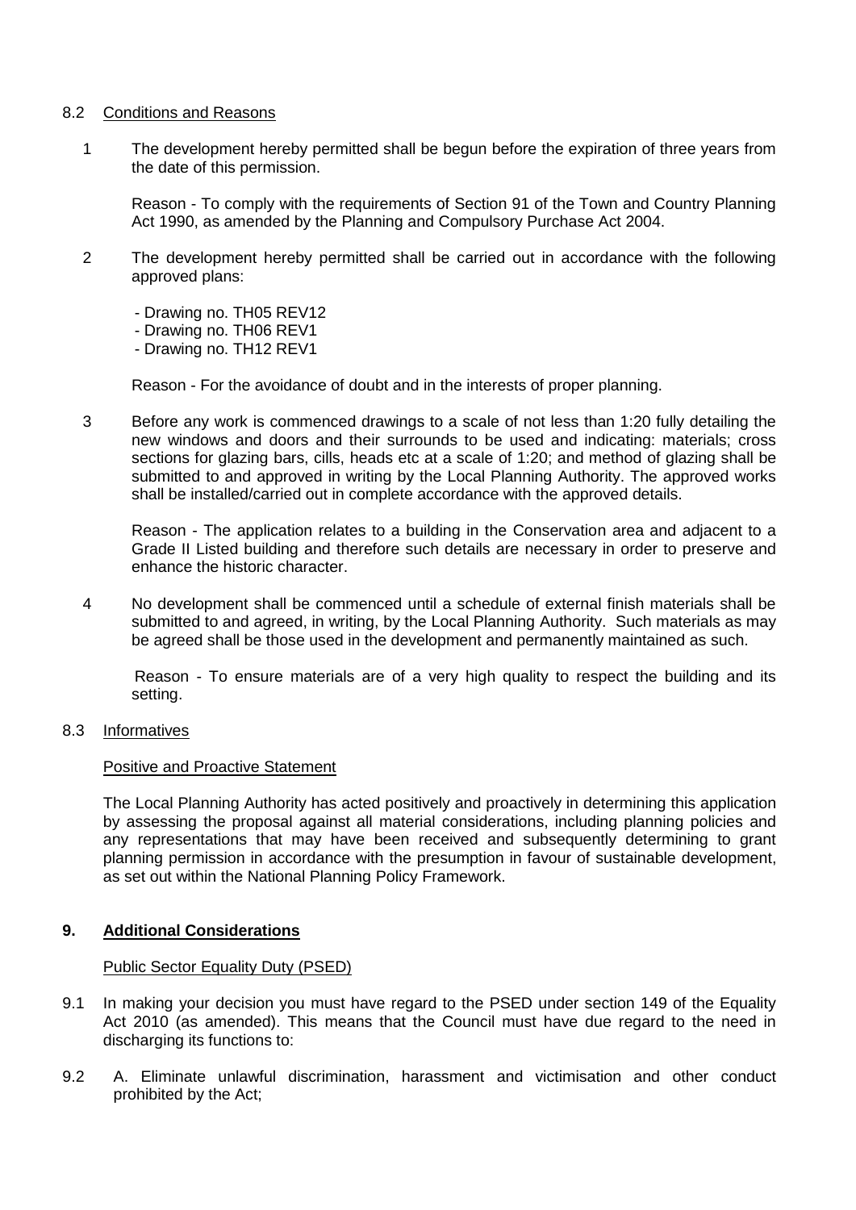8.2 Conditions and Reasons

1 The development hereby permitted shall be begun before the expiration of three years from the date of this permission.

Reason - To comply with the requirements of Section 91 of the Town and Country Planning Act 1990, as amended by the Planning and Compulsory Purchase Act 2004.

2 The development hereby permitted shall be carried out in accordance with the following approved plans:

- Drawing no. TH05 REV12
- Drawing no. TH06 REV1
- Drawing no. TH12 REV1

Reason - For the avoidance of doubt and in the interests of proper planning.

3 Before any work is commenced drawings to a scale of not less than 1:20 fully detailing the new windows and doors and their surrounds to be used and indicating: materials; cross sections for glazing bars, cills, heads etc at a scale of 1:20; and method of glazing shall be submitted to and approved in writing by the Local Planning Authority. The approved works shall be installed/carried out in complete accordance with the approved details.

Reason - The application relates to a building in the Conservation area and adjacent to a Grade II Listed building and therefore such details are necessary in order to preserve and enhance the historic character.

4 No development shall be commenced until a schedule of external finish materials shall be submitted to and agreed, in writing, by the Local Planning Authority. Such materials as may be agreed shall be those used in the development and permanently maintained as such.

Reason - To ensure materials are of a very high quality to respect the building and its setting.

8.3 Informatives

Positive and Proactive Statement

The Local Planning Authority has acted positively and proactively in determining this application by assessing the proposal against all material considerations, including planning policies and any representations that may have been received and subsequently determining to grant planning permission in accordance with the presumption in favour of sustainable development, as set out within the National Planning Policy Framework.

## 9. Additional Considerations

Public Sector Equality Duty (PSED)

9.1 In making your decision you must have regard to the PSED under section 149 of the Equality Act 2010 (as amended). This means that the Council must have due regard to the need in discharging its functions to:

9.2 A. Eliminate unlawful discrimination, harassment and victimisation and other conduct prohibited by the Act;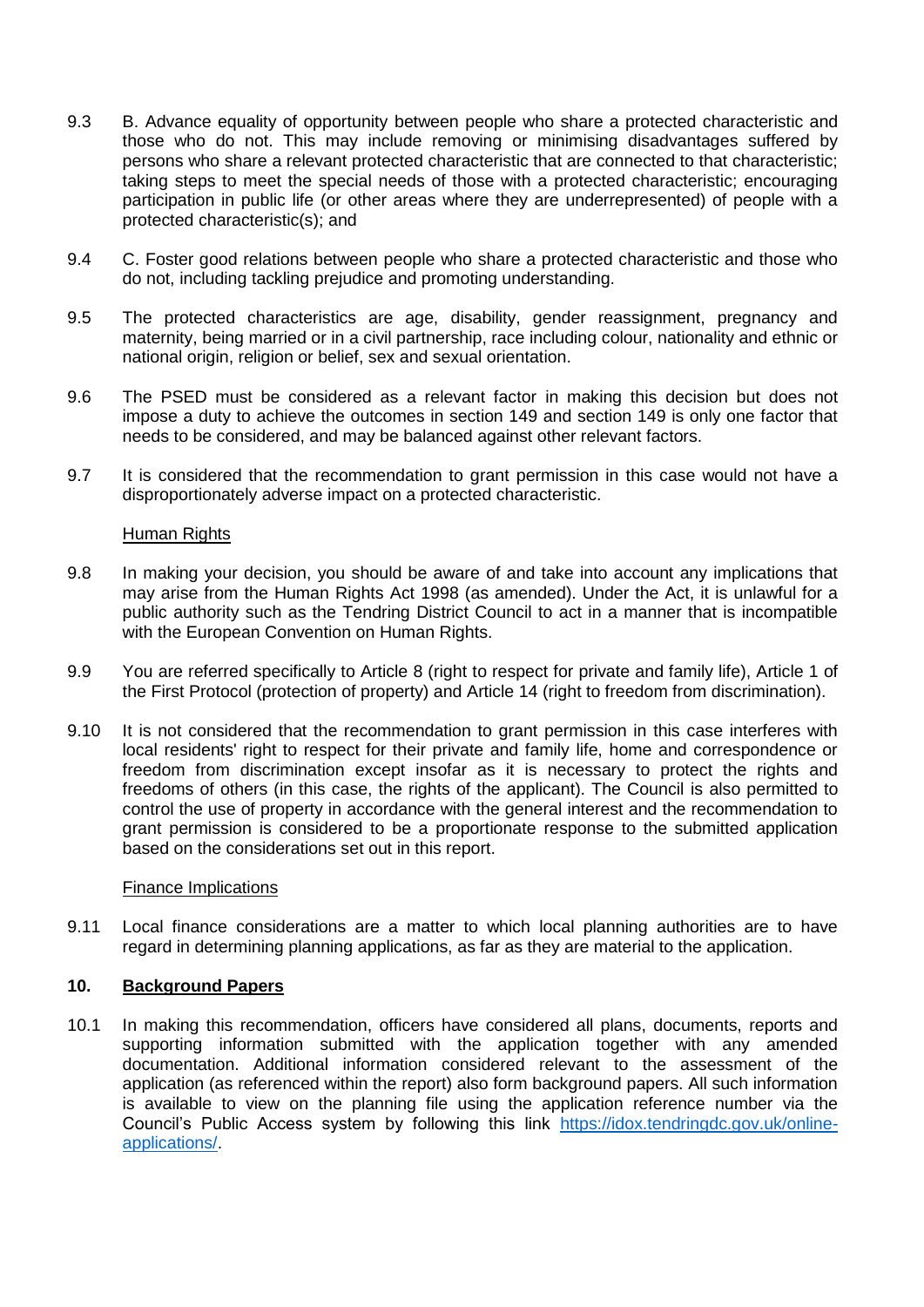9.3 B. Advance equality of opportunity between people who share a protected characteristic and those who do not. This may include removing or minimising disadvantages suffered by persons who share a relevant protected characteristic that are connected to that characteristic; taking steps to meet the special needs of those with a protected characteristic; encouraging participation in public life (or other areas where they are underrepresented) of people with a protected characteristic(s); and

9.4 C. Foster good relations between people who share a protected characteristic and those who do not, including tackling prejudice and promoting understanding.

9.5 The protected characteristics are age, disability, gender reassignment, pregnancy and maternity, being married or in a civil partnership, race including colour, nationality and ethnic or national origin, religion or belief, sex and sexual orientation.

9.6 The PSED must be considered as a relevant factor in making this decision but does not impose a duty to achieve the outcomes in section 149 and section 149 is only one factor that needs to be considered, and may be balanced against other relevant factors.

9.7 It is considered that the recommendation to grant permission in this case would not have a disproportionately adverse impact on a protected characteristic.

Human Rights

9.8 In making your decision, you should be aware of and take into account any implications that may arise from the Human Rights Act 1998 (as amended). Under the Act, it is unlawful for a public authority such as the Tendring District Council to act in a manner that is incompatible with the European Convention on Human Rights.

9.9 You are referred specifically to Article 8 (right to respect for private and family life), Article 1 of the First Protocol (protection of property) and Article 14 (right to freedom from discrimination).

9.10 It is not considered that the recommendation to grant permission in this case interferes with local residents' right to respect for their private and family life, home and correspondence or freedom from discrimination except insofar as it is necessary to protect the rights and freedoms of others (in this case, the rights of the applicant). The Council is also permitted to control the use of property in accordance with the general interest and the recommendation to grant permission is considered to be a proportionate response to the submitted application based on the considerations set out in this report.

Finance Implications

9.11 Local finance considerations are a matter to which local planning authorities are to have regard in determining planning applications, as far as they are material to the application.

## 10. Background Papers

10.1 In making this recommendation, officers have considered all plans, documents, reports and supporting information submitted with the application together with any amended documentation. Additional information considered relevant to the assessment of the application (as referenced within the report) also form background papers. All such information is available to view on the planning file using the application reference number via the Council's Public Access system by following this link https://idox.tendringdc.gov.uk/online-applications/.